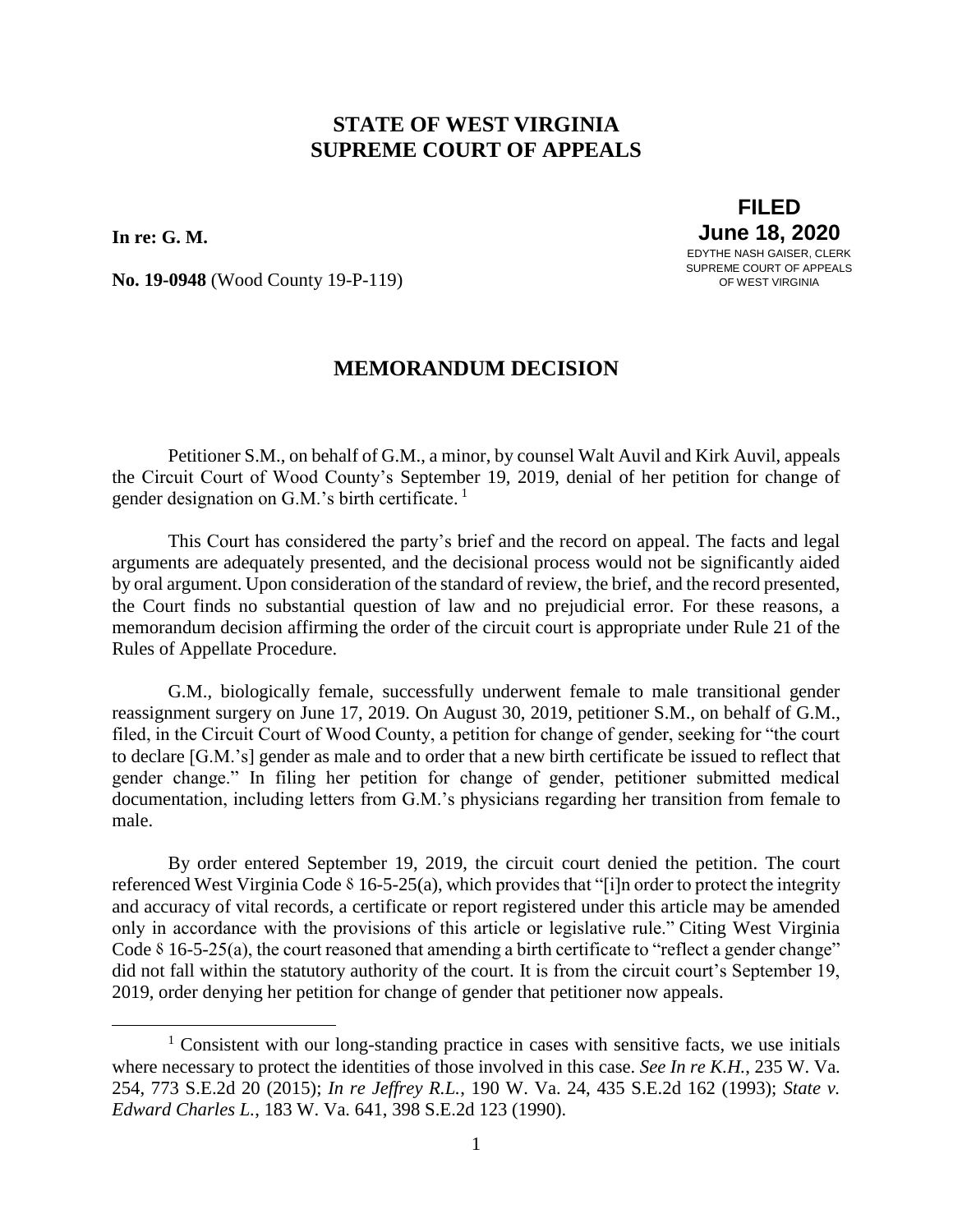# STATE OF WEST VIRGINIA
# SUPREME COURT OF APPEALS

**In re: G. M.**

**FILED**
**June 18, 2020**
EDYTHE NASH GAISER, CLERK
SUPREME COURT OF APPEALS
OF WEST VIRGINIA

**No. 19-0948** (Wood County 19-P-119)

## MEMORANDUM DECISION

Petitioner S.M., on behalf of G.M., a minor, by counsel Walt Auvil and Kirk Auvil, appeals the Circuit Court of Wood County's September 19, 2019, denial of her petition for change of gender designation on G.M.'s birth certificate. [1]

This Court has considered the party's brief and the record on appeal. The facts and legal arguments are adequately presented, and the decisional process would not be significantly aided by oral argument. Upon consideration of the standard of review, the brief, and the record presented, the Court finds no substantial question of law and no prejudicial error. For these reasons, a memorandum decision affirming the order of the circuit court is appropriate under Rule 21 of the Rules of Appellate Procedure.

G.M., biologically female, successfully underwent female to male transitional gender reassignment surgery on June 17, 2019. On August 30, 2019, petitioner S.M., on behalf of G.M., filed, in the Circuit Court of Wood County, a petition for change of gender, seeking for "the court to declare [G.M.'s] gender as male and to order that a new birth certificate be issued to reflect that gender change." In filing her petition for change of gender, petitioner submitted medical documentation, including letters from G.M.'s physicians regarding her transition from female to male.

By order entered September 19, 2019, the circuit court denied the petition. The court referenced West Virginia Code § 16-5-25(a), which provides that "[i]n order to protect the integrity and accuracy of vital records, a certificate or report registered under this article may be amended only in accordance with the provisions of this article or legislative rule." Citing West Virginia Code § 16-5-25(a), the court reasoned that amending a birth certificate to "reflect a gender change" did not fall within the statutory authority of the court. It is from the circuit court's September 19, 2019, order denying her petition for change of gender that petitioner now appeals.

---

[1] Consistent with our long-standing practice in cases with sensitive facts, we use initials where necessary to protect the identities of those involved in this case. *See In re K.H.*, 235 W. Va. 254, 773 S.E.2d 20 (2015); *In re Jeffrey R.L.*, 190 W. Va. 24, 435 S.E.2d 162 (1993); *State v. Edward Charles L.*, 183 W. Va. 641, 398 S.E.2d 123 (1990).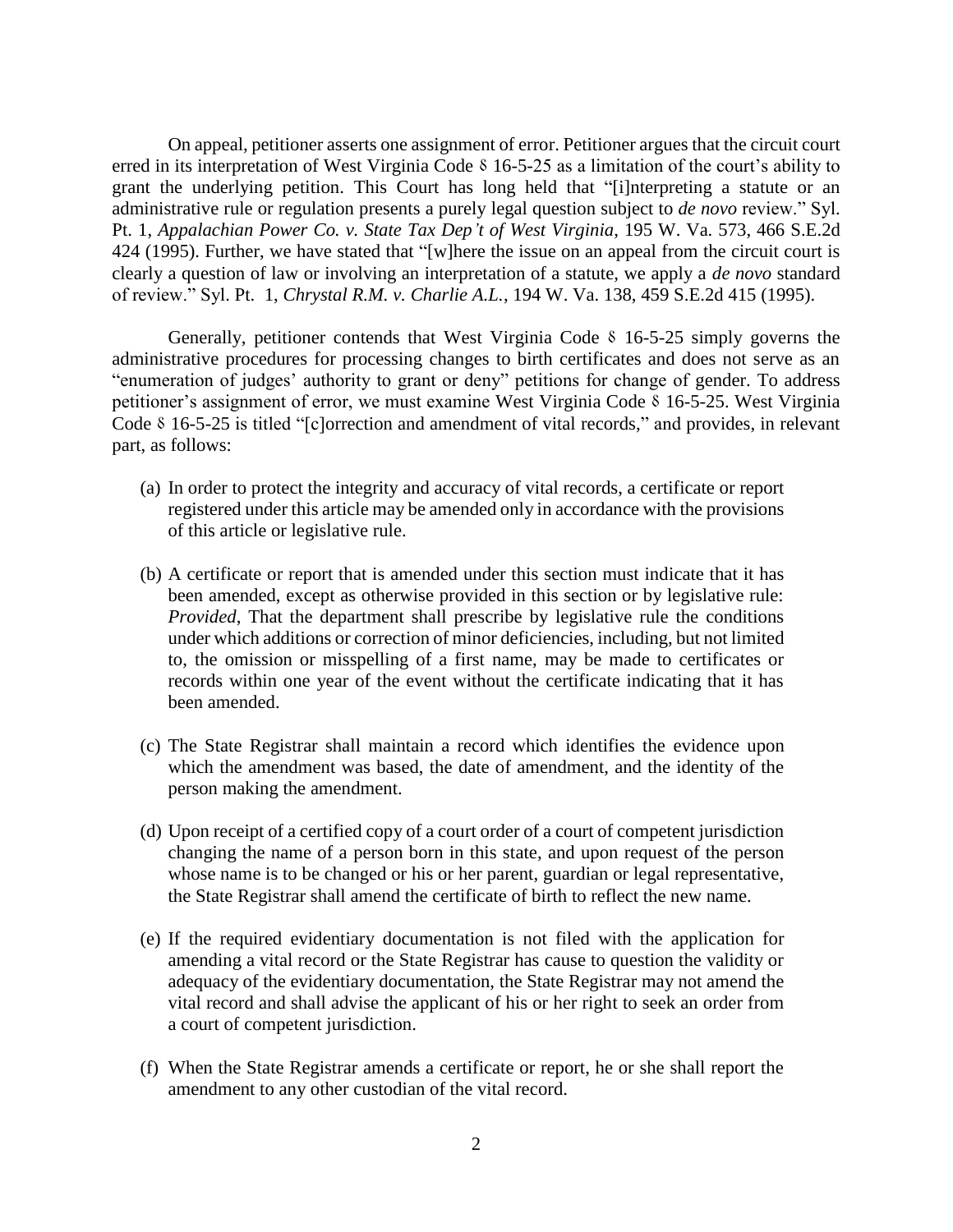On appeal, petitioner asserts one assignment of error. Petitioner argues that the circuit court erred in its interpretation of West Virginia Code § 16-5-25 as a limitation of the court's ability to grant the underlying petition. This Court has long held that "[i]nterpreting a statute or an administrative rule or regulation presents a purely legal question subject to *de novo* review." Syl. Pt. 1, *Appalachian Power Co. v. State Tax Dep't of West Virginia*, 195 W. Va. 573, 466 S.E.2d 424 (1995). Further, we have stated that "[w]here the issue on an appeal from the circuit court is clearly a question of law or involving an interpretation of a statute, we apply a *de novo* standard of review." Syl. Pt. 1, *Chrystal R.M. v. Charlie A.L.*, 194 W. Va. 138, 459 S.E.2d 415 (1995).

Generally, petitioner contends that West Virginia Code § 16-5-25 simply governs the administrative procedures for processing changes to birth certificates and does not serve as an "enumeration of judges' authority to grant or deny" petitions for change of gender. To address petitioner's assignment of error, we must examine West Virginia Code § 16-5-25. West Virginia Code § 16-5-25 is titled "[c]orrection and amendment of vital records," and provides, in relevant part, as follows:

> (a) In order to protect the integrity and accuracy of vital records, a certificate or report registered under this article may be amended only in accordance with the provisions of this article or legislative rule.
>
> (b) A certificate or report that is amended under this section must indicate that it has been amended, except as otherwise provided in this section or by legislative rule: *Provided*, That the department shall prescribe by legislative rule the conditions under which additions or correction of minor deficiencies, including, but not limited to, the omission or misspelling of a first name, may be made to certificates or records within one year of the event without the certificate indicating that it has been amended.
>
> (c) The State Registrar shall maintain a record which identifies the evidence upon which the amendment was based, the date of amendment, and the identity of the person making the amendment.
>
> (d) Upon receipt of a certified copy of a court order of a court of competent jurisdiction changing the name of a person born in this state, and upon request of the person whose name is to be changed or his or her parent, guardian or legal representative, the State Registrar shall amend the certificate of birth to reflect the new name.
>
> (e) If the required evidentiary documentation is not filed with the application for amending a vital record or the State Registrar has cause to question the validity or adequacy of the evidentiary documentation, the State Registrar may not amend the vital record and shall advise the applicant of his or her right to seek an order from a court of competent jurisdiction.
>
> (f) When the State Registrar amends a certificate or report, he or she shall report the amendment to any other custodian of the vital record.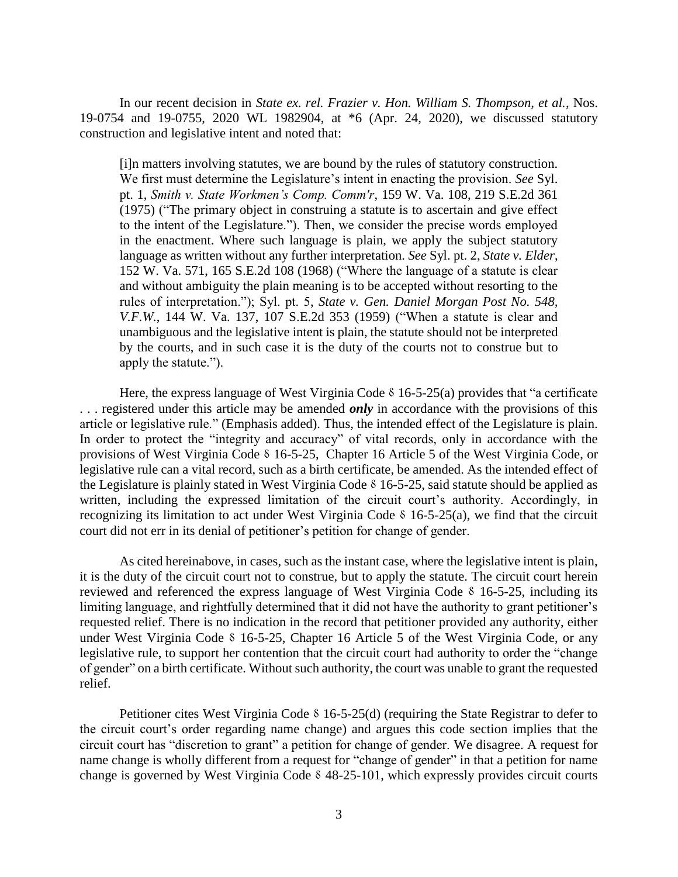In our recent decision in *State ex. rel. Frazier v. Hon. William S. Thompson, et al.*, Nos. 19-0754 and 19-0755, 2020 WL 1982904, at *6 (Apr. 24, 2020), we discussed statutory construction and legislative intent and noted that:

> [i]n matters involving statutes, we are bound by the rules of statutory construction. We first must determine the Legislature's intent in enacting the provision. *See* Syl. pt. 1, *Smith v. State Workmen's Comp. Comm'r*, 159 W. Va. 108, 219 S.E.2d 361 (1975) ("The primary object in construing a statute is to ascertain and give effect to the intent of the Legislature."). Then, we consider the precise words employed in the enactment. Where such language is plain, we apply the subject statutory language as written without any further interpretation. *See* Syl. pt. 2, *State v. Elder*, 152 W. Va. 571, 165 S.E.2d 108 (1968) ("Where the language of a statute is clear and without ambiguity the plain meaning is to be accepted without resorting to the rules of interpretation."); Syl. pt. 5, *State v. Gen. Daniel Morgan Post No. 548, V.F.W.*, 144 W. Va. 137, 107 S.E.2d 353 (1959) ("When a statute is clear and unambiguous and the legislative intent is plain, the statute should not be interpreted by the courts, and in such case it is the duty of the courts not to construe but to apply the statute.").

Here, the express language of West Virginia Code § 16-5-25(a) provides that "a certificate . . . registered under this article may be amended ***only*** in accordance with the provisions of this article or legislative rule." (Emphasis added). Thus, the intended effect of the Legislature is plain. In order to protect the "integrity and accuracy" of vital records, only in accordance with the provisions of West Virginia Code § 16-5-25, Chapter 16 Article 5 of the West Virginia Code, or legislative rule can a vital record, such as a birth certificate, be amended. As the intended effect of the Legislature is plainly stated in West Virginia Code § 16-5-25, said statute should be applied as written, including the expressed limitation of the circuit court's authority. Accordingly, in recognizing its limitation to act under West Virginia Code § 16-5-25(a), we find that the circuit court did not err in its denial of petitioner's petition for change of gender.

As cited hereinabove, in cases, such as the instant case, where the legislative intent is plain, it is the duty of the circuit court not to construe, but to apply the statute. The circuit court herein reviewed and referenced the express language of West Virginia Code § 16-5-25, including its limiting language, and rightfully determined that it did not have the authority to grant petitioner's requested relief. There is no indication in the record that petitioner provided any authority, either under West Virginia Code § 16-5-25, Chapter 16 Article 5 of the West Virginia Code, or any legislative rule, to support her contention that the circuit court had authority to order the "change of gender" on a birth certificate. Without such authority, the court was unable to grant the requested relief.

Petitioner cites West Virginia Code § 16-5-25(d) (requiring the State Registrar to defer to the circuit court's order regarding name change) and argues this code section implies that the circuit court has "discretion to grant" a petition for change of gender. We disagree. A request for name change is wholly different from a request for "change of gender" in that a petition for name change is governed by West Virginia Code § 48-25-101, which expressly provides circuit courts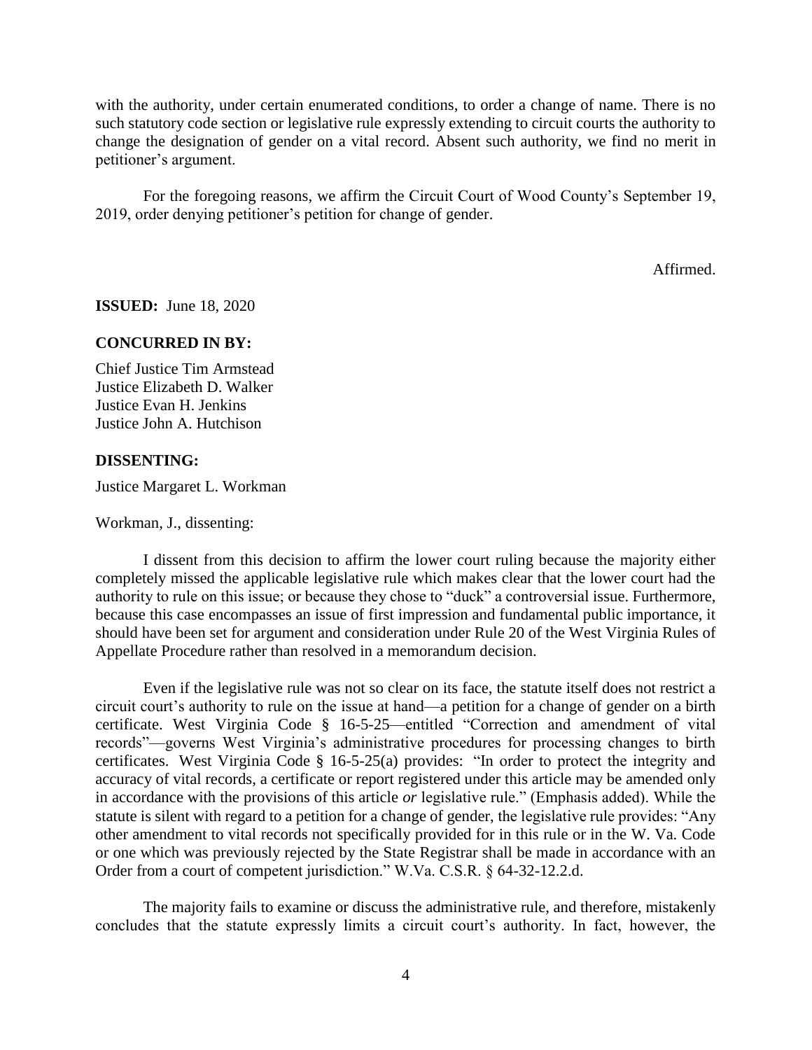with the authority, under certain enumerated conditions, to order a change of name. There is no such statutory code section or legislative rule expressly extending to circuit courts the authority to change the designation of gender on a vital record. Absent such authority, we find no merit in petitioner's argument.

For the foregoing reasons, we affirm the Circuit Court of Wood County's September 19, 2019, order denying petitioner's petition for change of gender.

Affirmed.

**ISSUED:** June 18, 2020

**CONCURRED IN BY:**

Chief Justice Tim Armstead
Justice Elizabeth D. Walker
Justice Evan H. Jenkins
Justice John A. Hutchison

**DISSENTING:**

Justice Margaret L. Workman

Workman, J., dissenting:

I dissent from this decision to affirm the lower court ruling because the majority either completely missed the applicable legislative rule which makes clear that the lower court had the authority to rule on this issue; or because they chose to "duck" a controversial issue. Furthermore, because this case encompasses an issue of first impression and fundamental public importance, it should have been set for argument and consideration under Rule 20 of the West Virginia Rules of Appellate Procedure rather than resolved in a memorandum decision.

Even if the legislative rule was not so clear on its face, the statute itself does not restrict a circuit court's authority to rule on the issue at hand—a petition for a change of gender on a birth certificate. West Virginia Code § 16-5-25—entitled "Correction and amendment of vital records"—governs West Virginia's administrative procedures for processing changes to birth certificates. West Virginia Code § 16-5-25(a) provides: "In order to protect the integrity and accuracy of vital records, a certificate or report registered under this article may be amended only in accordance with the provisions of this article *or* legislative rule." (Emphasis added). While the statute is silent with regard to a petition for a change of gender, the legislative rule provides: "Any other amendment to vital records not specifically provided for in this rule or in the W. Va. Code or one which was previously rejected by the State Registrar shall be made in accordance with an Order from a court of competent jurisdiction." W.Va. C.S.R. § 64-32-12.2.d.

The majority fails to examine or discuss the administrative rule, and therefore, mistakenly concludes that the statute expressly limits a circuit court's authority. In fact, however, the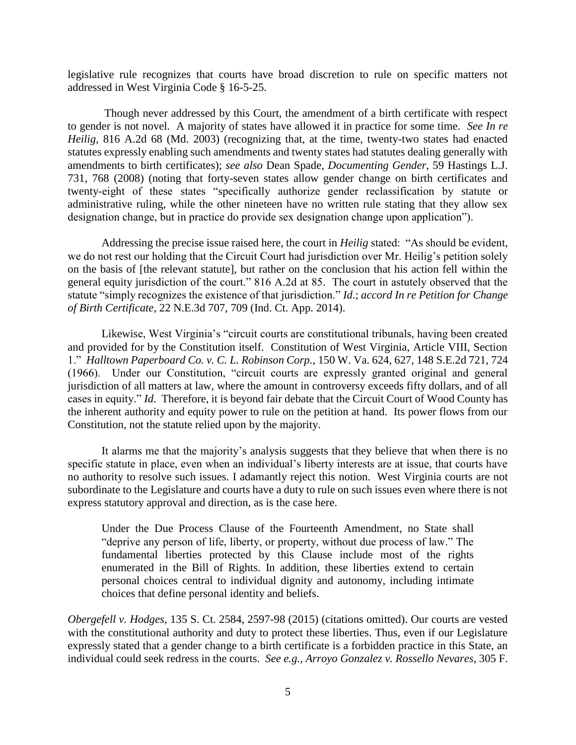legislative rule recognizes that courts have broad discretion to rule on specific matters not addressed in West Virginia Code § 16-5-25.

Though never addressed by this Court, the amendment of a birth certificate with respect to gender is not novel. A majority of states have allowed it in practice for some time. *See In re Heilig,* 816 A.2d 68 (Md. 2003) (recognizing that, at the time, twenty-two states had enacted statutes expressly enabling such amendments and twenty states had statutes dealing generally with amendments to birth certificates); *see also* Dean Spade, *Documenting Gender,* 59 Hastings L.J. 731, 768 (2008) (noting that forty-seven states allow gender change on birth certificates and twenty-eight of these states "specifically authorize gender reclassification by statute or administrative ruling, while the other nineteen have no written rule stating that they allow sex designation change, but in practice do provide sex designation change upon application").

Addressing the precise issue raised here, the court in *Heilig* stated: "As should be evident, we do not rest our holding that the Circuit Court had jurisdiction over Mr. Heilig's petition solely on the basis of [the relevant statute], but rather on the conclusion that his action fell within the general equity jurisdiction of the court." 816 A.2d at 85. The court in astutely observed that the statute "simply recognizes the existence of that jurisdiction." *Id*.; *accord In re Petition for Change of Birth Certificate*, 22 N.E.3d 707, 709 (Ind. Ct. App. 2014).

Likewise, West Virginia's "circuit courts are constitutional tribunals, having been created and provided for by the Constitution itself. Constitution of West Virginia, Article VIII, Section 1." *Halltown Paperboard Co. v. C. L. Robinson Corp.*, 150 W. Va. 624, 627, 148 S.E.2d 721, 724 (1966). Under our Constitution, "circuit courts are expressly granted original and general jurisdiction of all matters at law, where the amount in controversy exceeds fifty dollars, and of all cases in equity." *Id*. Therefore, it is beyond fair debate that the Circuit Court of Wood County has the inherent authority and equity power to rule on the petition at hand. Its power flows from our Constitution, not the statute relied upon by the majority.

It alarms me that the majority's analysis suggests that they believe that when there is no specific statute in place, even when an individual's liberty interests are at issue, that courts have no authority to resolve such issues. I adamantly reject this notion. West Virginia courts are not subordinate to the Legislature and courts have a duty to rule on such issues even where there is not express statutory approval and direction, as is the case here.

> Under the Due Process Clause of the Fourteenth Amendment, no State shall "deprive any person of life, liberty, or property, without due process of law." The fundamental liberties protected by this Clause include most of the rights enumerated in the Bill of Rights. In addition, these liberties extend to certain personal choices central to individual dignity and autonomy, including intimate choices that define personal identity and beliefs.

*Obergefell v. Hodges*, 135 S. Ct. 2584, 2597-98 (2015) (citations omitted). Our courts are vested with the constitutional authority and duty to protect these liberties. Thus, even if our Legislature expressly stated that a gender change to a birth certificate is a forbidden practice in this State, an individual could seek redress in the courts. *See e.g., Arroyo Gonzalez v. Rossello Nevares*, 305 F.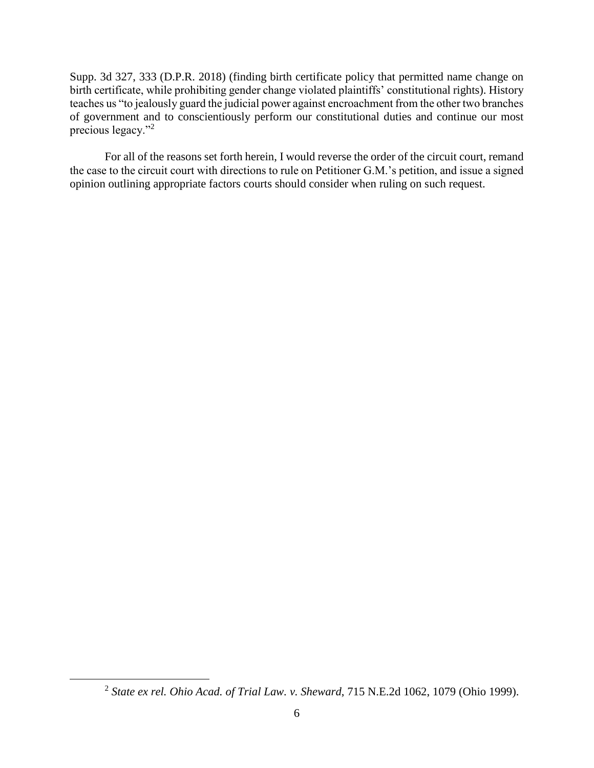Supp. 3d 327, 333 (D.P.R. 2018) (finding birth certificate policy that permitted name change on birth certificate, while prohibiting gender change violated plaintiffs' constitutional rights). History teaches us "to jealously guard the judicial power against encroachment from the other two branches of government and to conscientiously perform our constitutional duties and continue our most precious legacy."[2]

For all of the reasons set forth herein, I would reverse the order of the circuit court, remand the case to the circuit court with directions to rule on Petitioner G.M.'s petition, and issue a signed opinion outlining appropriate factors courts should consider when ruling on such request.

---

[2] *State ex rel. Ohio Acad. of Trial Law. v. Sheward*, 715 N.E.2d 1062, 1079 (Ohio 1999).